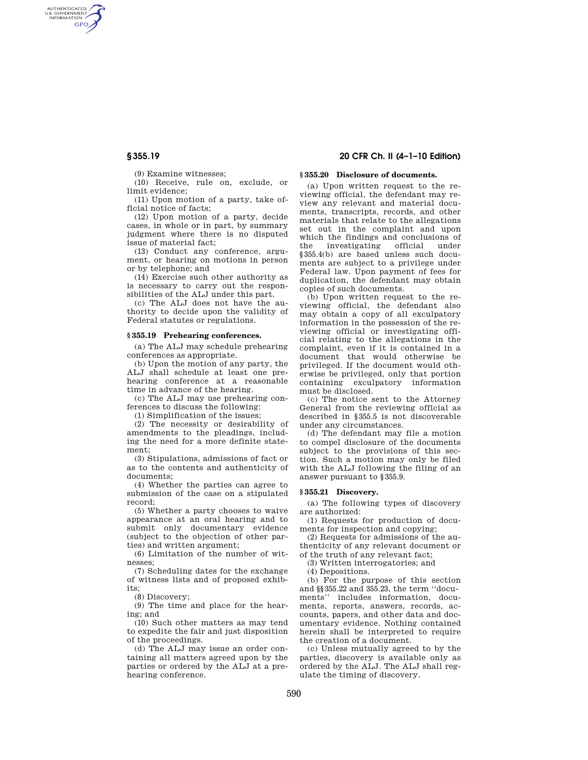(9) Examine witnesses;

(10) Receive, rule on, exclude, or limit evidence;

(11) Upon motion of a party, take official notice of facts;

(12) Upon motion of a party, decide cases, in whole or in part, by summary judgment where there is no disputed issue of material fact;

(13) Conduct any conference, argument, or hearing on motions in person or by telephone; and

(14) Exercise such other authority as is necessary to carry out the responsibilities of the ALJ under this part.

(c) The ALJ does not have the authority to decide upon the validity of Federal statutes or regulations.

### § 355.19 Prehearing conferences.

(a) The ALJ may schedule prehearing conferences as appropriate.

(b) Upon the motion of any party, the ALJ shall schedule at least one prehearing conference at a reasonable time in advance of the hearing.

(c) The ALJ may use prehearing conferences to discuss the following:

(1) Simplification of the issues;

(2) The necessity or desirability of amendments to the pleadings, including the need for a more definite statement;

(3) Stipulations, admissions of fact or as to the contents and authenticity of documents;

(4) Whether the parties can agree to submission of the case on a stipulated record;

(5) Whether a party chooses to waive appearance at an oral hearing and to submit only documentary evidence (subject to the objection of other parties) and written argument;

(6) Limitation of the number of witnesses;

(7) Scheduling dates for the exchange of witness lists and of proposed exhibits;

(8) Discovery;

(9) The time and place for the hearing; and

(10) Such other matters as may tend to expedite the fair and just disposition of the proceedings.

(d) The ALJ may issue an order containing all matters agreed upon by the parties or ordered by the ALJ at a prehearing conference.

### § 355.20 Disclosure of documents.

(a) Upon written request to the reviewing official, the defendant may review any relevant and material documents, transcripts, records, and other materials that relate to the allegations set out in the complaint and upon which the findings and conclusions of the investigating official under §355.4(b) are based unless such documents are subject to a privilege under Federal law. Upon payment of fees for duplication, the defendant may obtain copies of such documents.

(b) Upon written request to the reviewing official, the defendant also may obtain a copy of all exculpatory information in the possession of the reviewing official or investigating official relating to the allegations in the complaint, even if it is contained in a document that would otherwise be privileged. If the document would otherwise be privileged, only that portion containing exculpatory information must be disclosed.

(c) The notice sent to the Attorney General from the reviewing official as described in §355.5 is not discoverable under any circumstances.

(d) The defendant may file a motion to compel disclosure of the documents subject to the provisions of this section. Such a motion may only be filed with the ALJ following the filing of an answer pursuant to §355.9.

### § 355.21 Discovery.

(a) The following types of discovery are authorized:

(1) Requests for production of documents for inspection and copying;

(2) Requests for admissions of the authenticity of any relevant document or of the truth of any relevant fact;

(3) Written interrogatories; and

(4) Depositions.

(b) For the purpose of this section and §§355.22 and 355.23, the term ''documents'' includes information, documents, reports, answers, records, accounts, papers, and other data and documentary evidence. Nothing contained herein shall be interpreted to require the creation of a document.

(c) Unless mutually agreed to by the parties, discovery is available only as ordered by the ALJ. The ALJ shall regulate the timing of discovery.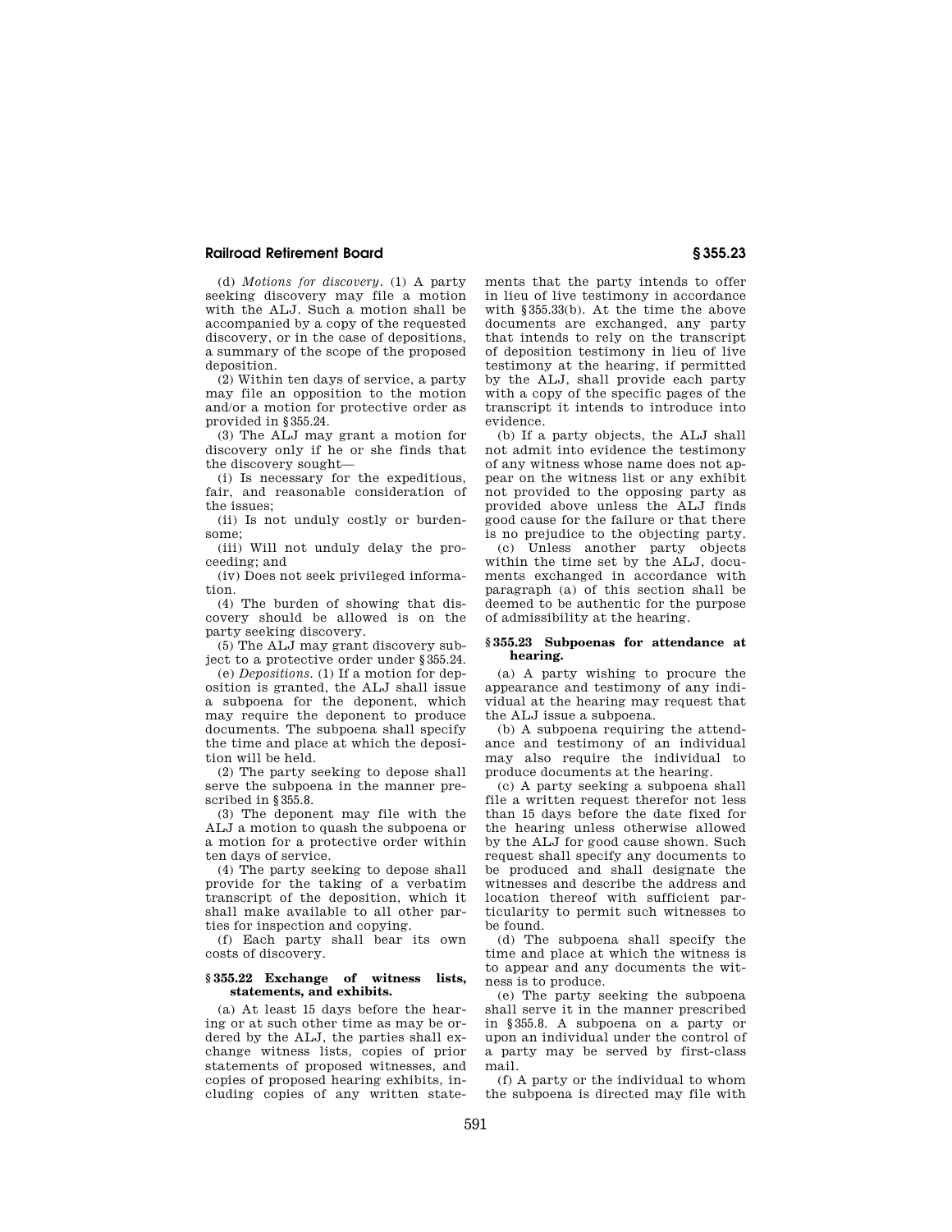(d) *Motions for discovery*. (1) A party seeking discovery may file a motion with the ALJ. Such a motion shall be accompanied by a copy of the requested discovery, or in the case of depositions, a summary of the scope of the proposed deposition.

(2) Within ten days of service, a party may file an opposition to the motion and/or a motion for protective order as provided in §355.24.

(3) The ALJ may grant a motion for discovery only if he or she finds that the discovery sought—

(i) Is necessary for the expeditious, fair, and reasonable consideration of the issues;

(ii) Is not unduly costly or burdensome;

(iii) Will not unduly delay the proceeding; and

(iv) Does not seek privileged information.

(4) The burden of showing that discovery should be allowed is on the party seeking discovery.

(5) The ALJ may grant discovery subject to a protective order under §355.24.

(e) *Depositions*. (1) If a motion for deposition is granted, the ALJ shall issue a subpoena for the deponent, which may require the deponent to produce documents. The subpoena shall specify the time and place at which the deposition will be held.

(2) The party seeking to depose shall serve the subpoena in the manner prescribed in §355.8.

(3) The deponent may file with the ALJ a motion to quash the subpoena or a motion for a protective order within ten days of service.

(4) The party seeking to depose shall provide for the taking of a verbatim transcript of the deposition, which it shall make available to all other parties for inspection and copying.

(f) Each party shall bear its own costs of discovery.

### §355.22 Exchange of witness lists, statements, and exhibits.

(a) At least 15 days before the hearing or at such other time as may be ordered by the ALJ, the parties shall exchange witness lists, copies of prior statements of proposed witnesses, and copies of proposed hearing exhibits, including copies of any written statements that the party intends to offer in lieu of live testimony in accordance with §355.33(b). At the time the above documents are exchanged, any party that intends to rely on the transcript of deposition testimony in lieu of live testimony at the hearing, if permitted by the ALJ, shall provide each party with a copy of the specific pages of the transcript it intends to introduce into evidence.

(b) If a party objects, the ALJ shall not admit into evidence the testimony of any witness whose name does not appear on the witness list or any exhibit not provided to the opposing party as provided above unless the ALJ finds good cause for the failure or that there is no prejudice to the objecting party.

(c) Unless another party objects within the time set by the ALJ, documents exchanged in accordance with paragraph (a) of this section shall be deemed to be authentic for the purpose of admissibility at the hearing.

### §355.23 Subpoenas for attendance at hearing.

(a) A party wishing to procure the appearance and testimony of any individual at the hearing may request that the ALJ issue a subpoena.

(b) A subpoena requiring the attendance and testimony of an individual may also require the individual to produce documents at the hearing.

(c) A party seeking a subpoena shall file a written request therefor not less than 15 days before the date fixed for the hearing unless otherwise allowed by the ALJ for good cause shown. Such request shall specify any documents to be produced and shall designate the witnesses and describe the address and location thereof with sufficient particularity to permit such witnesses to be found.

(d) The subpoena shall specify the time and place at which the witness is to appear and any documents the witness is to produce.

(e) The party seeking the subpoena shall serve it in the manner prescribed in §355.8. A subpoena on a party or upon an individual under the control of a party may be served by first-class mail.

(f) A party or the individual to whom the subpoena is directed may file with